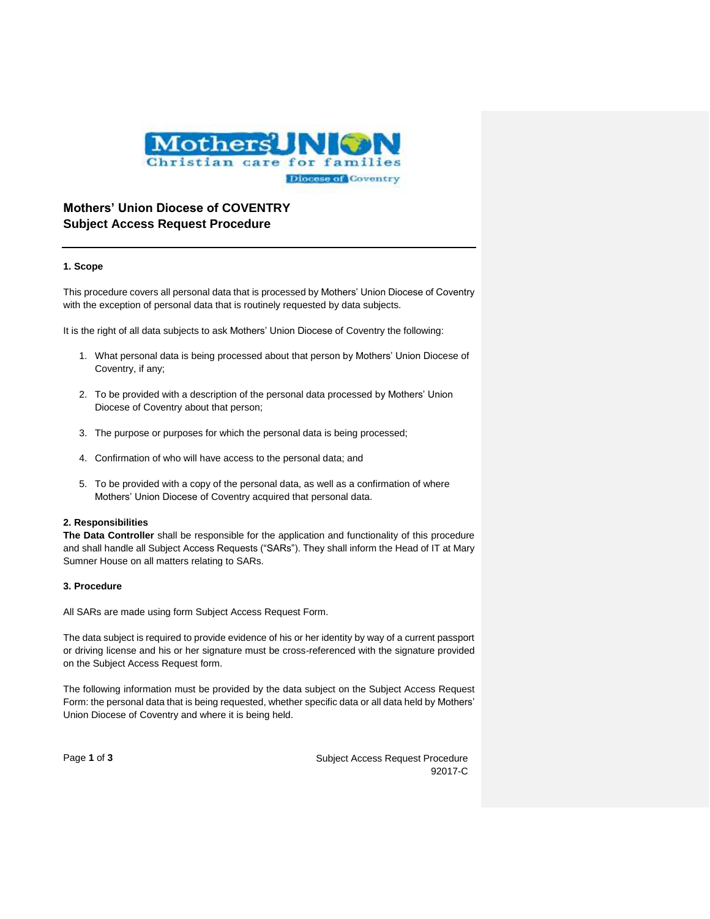# Mothers' Union Diocese of COVENTRY
# Subject Access Request Procedure

---

**1. Scope**

This procedure covers all personal data that is processed by Mothers' Union Diocese of Coventry with the exception of personal data that is routinely requested by data subjects.

It is the right of all data subjects to ask Mothers' Union Diocese of Coventry the following:

1. What personal data is being processed about that person by Mothers' Union Diocese of Coventry, if any;
2. To be provided with a description of the personal data processed by Mothers' Union Diocese of Coventry about that person;
3. The purpose or purposes for which the personal data is being processed;
4. Confirmation of who will have access to the personal data; and
5. To be provided with a copy of the personal data, as well as a confirmation of where Mothers' Union Diocese of Coventry acquired that personal data.

**2. Responsibilities**

**The Data Controller** shall be responsible for the application and functionality of this procedure and shall handle all Subject Access Requests ("SARs"). They shall inform the Head of IT at Mary Sumner House on all matters relating to SARs.

**3. Procedure**

All SARs are made using form Subject Access Request Form.

The data subject is required to provide evidence of his or her identity by way of a current passport or driving license and his or her signature must be cross-referenced with the signature provided on the Subject Access Request form.

The following information must be provided by the data subject on the Subject Access Request Form: the personal data that is being requested, whether specific data or all data held by Mothers' Union Diocese of Coventry and where it is being held.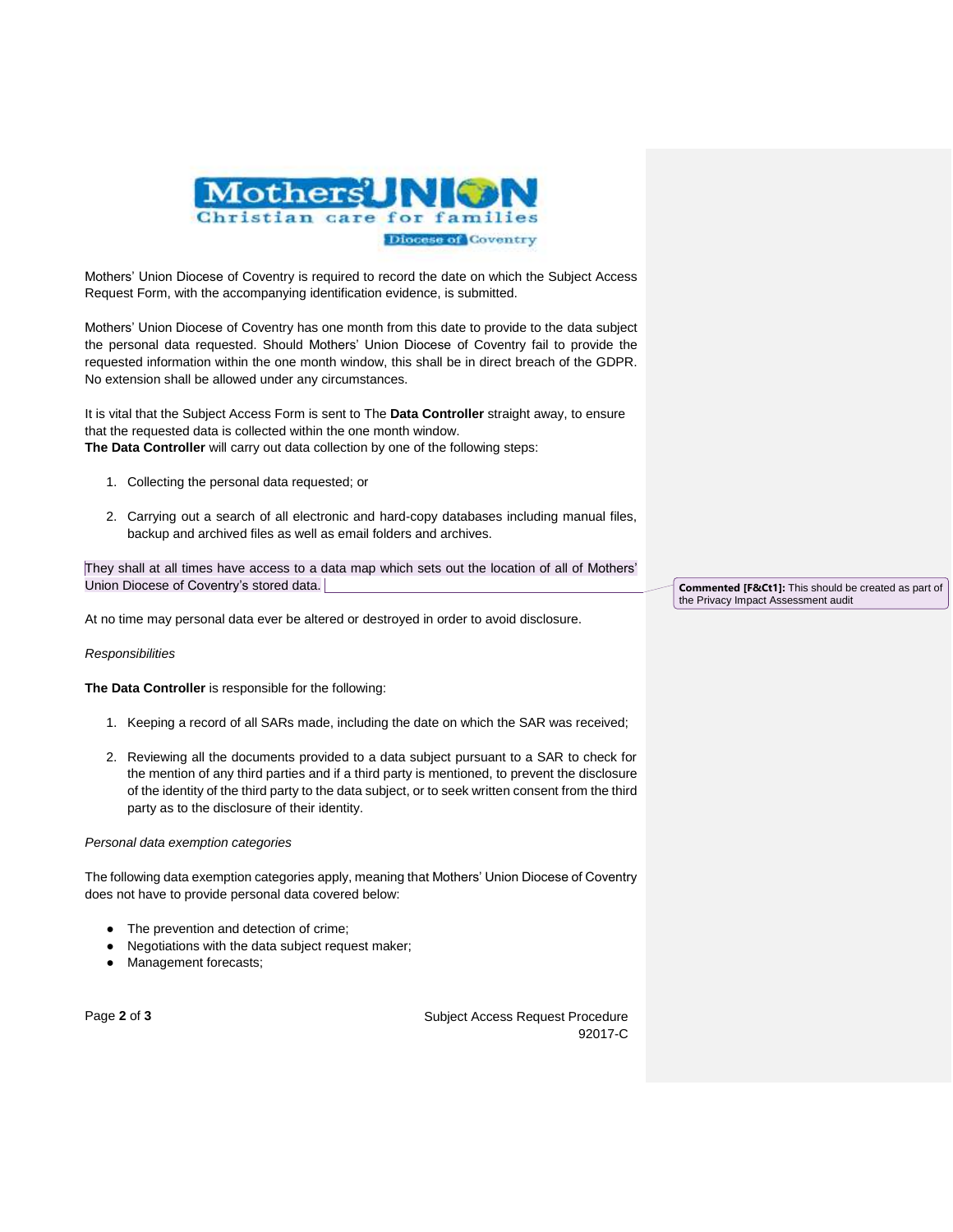Mothers' Union Diocese of Coventry is required to record the date on which the Subject Access Request Form, with the accompanying identification evidence, is submitted.

Mothers' Union Diocese of Coventry has one month from this date to provide to the data subject the personal data requested. Should Mothers' Union Diocese of Coventry fail to provide the requested information within the one month window, this shall be in direct breach of the GDPR. No extension shall be allowed under any circumstances.

It is vital that the Subject Access Form is sent to The **Data Controller** straight away, to ensure that the requested data is collected within the one month window.
**The Data Controller** will carry out data collection by one of the following steps:

1. Collecting the personal data requested; or

2. Carrying out a search of all electronic and hard-copy databases including manual files, backup and archived files as well as email folders and archives.

They shall at all times have access to a data map which sets out the location of all of Mothers' Union Diocese of Coventry's stored data.

**Commented [F&Ct1]:** This should be created as part of the Privacy Impact Assessment audit

At no time may personal data ever be altered or destroyed in order to avoid disclosure.

*Responsibilities*

**The Data Controller** is responsible for the following:

1. Keeping a record of all SARs made, including the date on which the SAR was received;

2. Reviewing all the documents provided to a data subject pursuant to a SAR to check for the mention of any third parties and if a third party is mentioned, to prevent the disclosure of the identity of the third party to the data subject, or to seek written consent from the third party as to the disclosure of their identity.

*Personal data exemption categories*

The following data exemption categories apply, meaning that Mothers' Union Diocese of Coventry does not have to provide personal data covered below:

- The prevention and detection of crime;
- Negotiations with the data subject request maker;
- Management forecasts;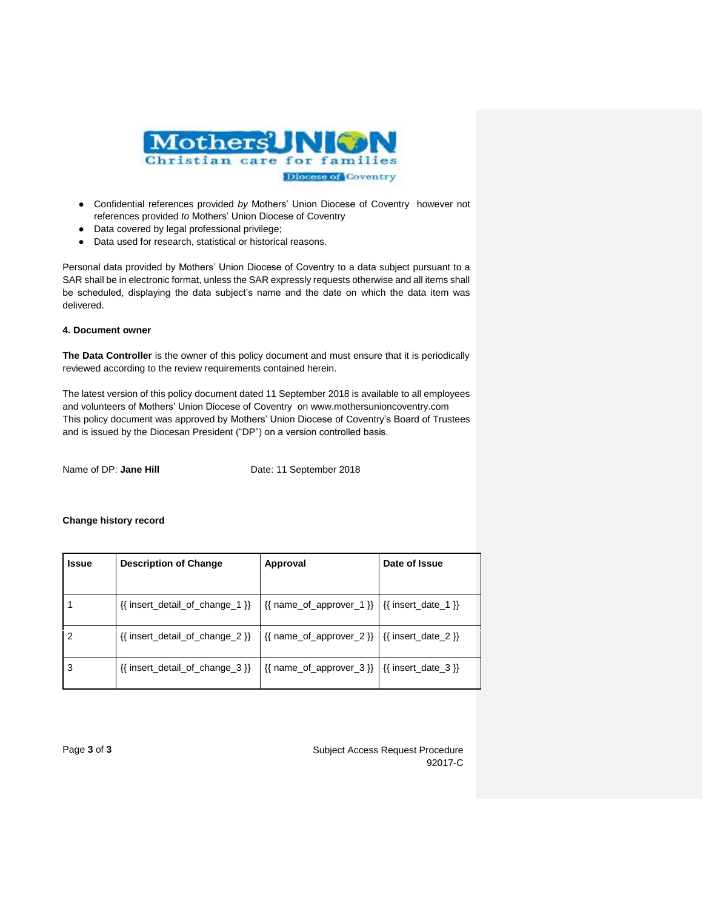- Confidential references provided *by* Mothers' Union Diocese of Coventry however not references provided *to* Mothers' Union Diocese of Coventry
- Data covered by legal professional privilege;
- Data used for research, statistical or historical reasons.

Personal data provided by Mothers' Union Diocese of Coventry to a data subject pursuant to a SAR shall be in electronic format, unless the SAR expressly requests otherwise and all items shall be scheduled, displaying the data subject's name and the date on which the data item was delivered.

#### 4. Document owner

**The Data Controller** is the owner of this policy document and must ensure that it is periodically reviewed according to the review requirements contained herein.

The latest version of this policy document dated 11 September 2018 is available to all employees and volunteers of Mothers' Union Diocese of Coventry on www.mothersunioncoventry.com
This policy document was approved by Mothers' Union Diocese of Coventry's Board of Trustees and is issued by the Diocesan President ("DP") on a version controlled basis.

Name of DP: **Jane Hill** Date: 11 September 2018

**Change history record**

| Issue | Description of Change | Approval | Date of Issue |
|---|---|---|---|
| 1 | {{ insert_detail_of_change_1 }} | {{ name_of_approver_1 }} | {{ insert_date_1 }} |
| 2 | {{ insert_detail_of_change_2 }} | {{ name_of_approver_2 }} | {{ insert_date_2 }} |
| 3 | {{ insert_detail_of_change_3 }} | {{ name_of_approver_3 }} | {{ insert_date_3 }} |